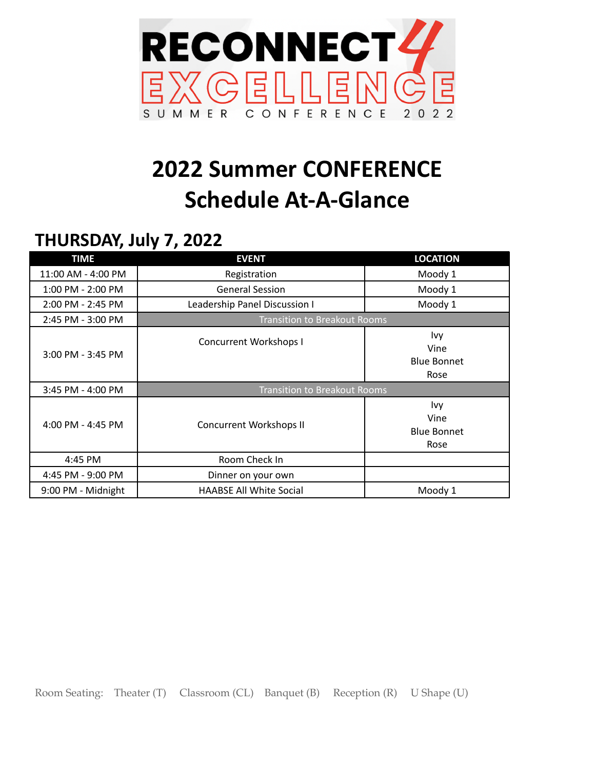RECONNECT 4 EXCELLENCE

SUMMER CONFERENCE 2022

# 2022 Summer CONFERENCE Schedule At-A-Glance

## THURSDAY, July 7, 2022

| TIME | EVENT | LOCATION |
|---|---|---|
| 11:00 AM - 4:00 PM | Registration | Moody 1 |
| 1:00 PM - 2:00 PM | General Session | Moody 1 |
| 2:00 PM - 2:45 PM | Leadership Panel Discussion I | Moody 1 |
| 2:45 PM - 3:00 PM | Transition to Breakout Rooms | |
| 3:00 PM - 3:45 PM | Concurrent Workshops I | Ivy<br>Vine<br>Blue Bonnet<br>Rose |
| 3:45 PM - 4:00 PM | Transition to Breakout Rooms | |
| 4:00 PM - 4:45 PM | Concurrent Workshops II | Ivy<br>Vine<br>Blue Bonnet<br>Rose |
| 4:45 PM | Room Check In | |
| 4:45 PM - 9:00 PM | Dinner on your own | |
| 9:00 PM - Midnight | HAABSE All White Social | Moody 1 |

Room Seating: Theater (T) Classroom (CL) Banquet (B) Reception (R) U Shape (U)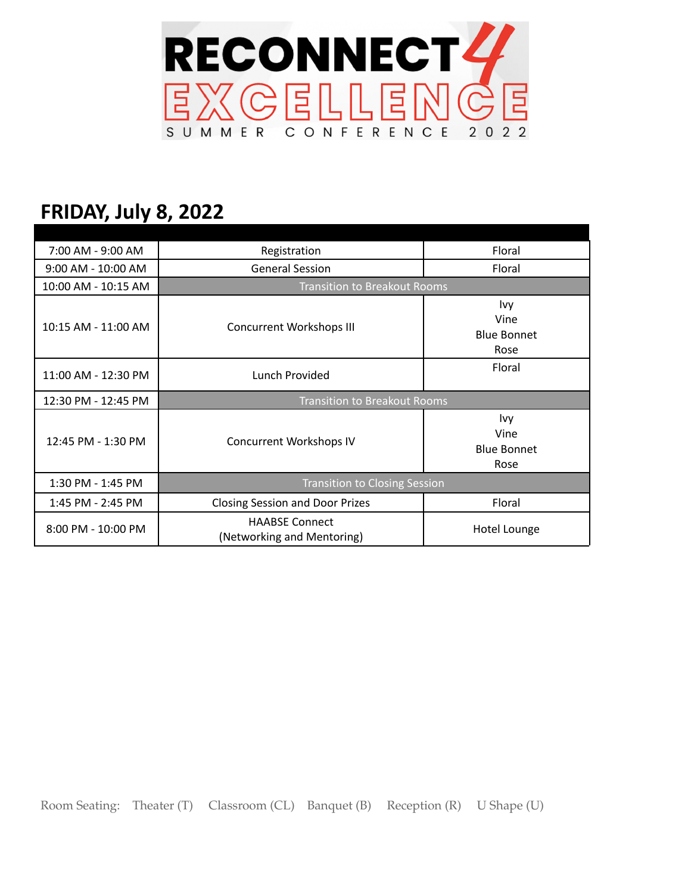RECONNECT 4 EXCELLENCE
SUMMER CONFERENCE 2022

## FRIDAY, July 8, 2022

| | | |
|---|---|---|
| 7:00 AM - 9:00 AM | Registration | Floral |
| 9:00 AM - 10:00 AM | General Session | Floral |
| 10:00 AM - 10:15 AM | Transition to Breakout Rooms | |
| 10:15 AM - 11:00 AM | Concurrent Workshops III | Ivy<br>Vine<br>Blue Bonnet<br>Rose |
| 11:00 AM - 12:30 PM | Lunch Provided | Floral |
| 12:30 PM - 12:45 PM | Transition to Breakout Rooms | |
| 12:45 PM - 1:30 PM | Concurrent Workshops IV | Ivy<br>Vine<br>Blue Bonnet<br>Rose |
| 1:30 PM - 1:45 PM | Transition to Closing Session | |
| 1:45 PM - 2:45 PM | Closing Session and Door Prizes | Floral |
| 8:00 PM - 10:00 PM | HAABSE Connect<br>(Networking and Mentoring) | Hotel Lounge |

Room Seating: Theater (T) Classroom (CL) Banquet (B) Reception (R) U Shape (U)